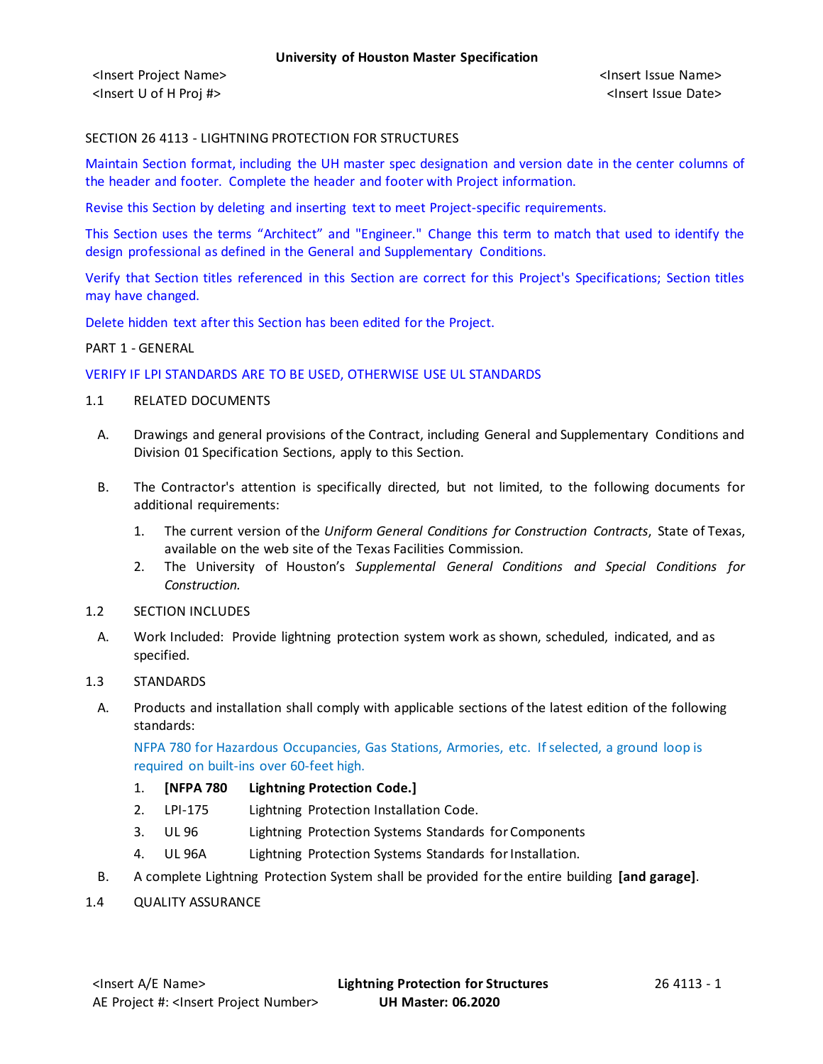SECTION 26 4113 - LIGHTNING PROTECTION FOR STRUCTURES

Maintain Section format, including the UH master spec designation and version date in the center columns of the header and footer. Complete the header and footer with Project information.

Revise this Section by deleting and inserting text to meet Project-specific requirements.

This Section uses the terms "Architect" and "Engineer." Change this term to match that used to identify the design professional as defined in the General and Supplementary Conditions.

Verify that Section titles referenced in this Section are correct for this Project's Specifications; Section titles may have changed.

Delete hidden text after this Section has been edited for the Project.

PART 1 - GENERAL

VERIFY IF LPI STANDARDS ARE TO BE USED, OTHERWISE USE UL STANDARDS

1.1 RELATED DOCUMENTS

A. Drawings and general provisions of the Contract, including General and Supplementary Conditions and Division 01 Specification Sections, apply to this Section.

B. The Contractor's attention is specifically directed, but not limited, to the following documents for additional requirements:

1. The current version of the *Uniform General Conditions for Construction Contracts*, State of Texas, available on the web site of the Texas Facilities Commission.
2. The University of Houston's *Supplemental General Conditions and Special Conditions for Construction.*

1.2 SECTION INCLUDES

A. Work Included: Provide lightning protection system work as shown, scheduled, indicated, and as specified.

1.3 STANDARDS

A. Products and installation shall comply with applicable sections of the latest edition of the following standards:

NFPA 780 for Hazardous Occupancies, Gas Stations, Armories, etc. If selected, a ground loop is required on built-ins over 60-feet high.

1. **[NFPA 780 Lightning Protection Code.]**
2. LPI-175 Lightning Protection Installation Code.
3. UL 96 Lightning Protection Systems Standards for Components
4. UL 96A Lightning Protection Systems Standards for Installation.

B. A complete Lightning Protection System shall be provided for the entire building **[and garage]**.

1.4 QUALITY ASSURANCE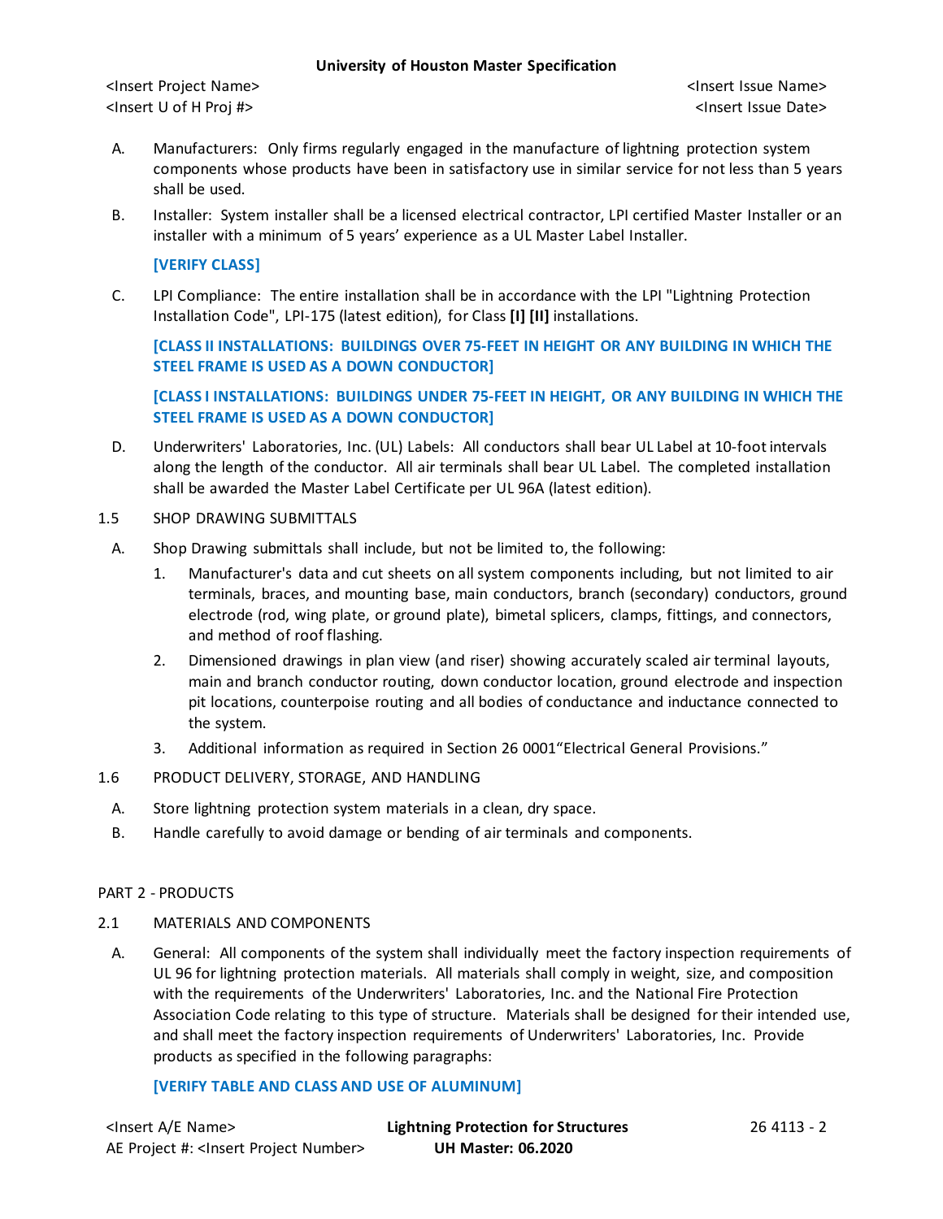A. Manufacturers: Only firms regularly engaged in the manufacture of lightning protection system components whose products have been in satisfactory use in similar service for not less than 5 years shall be used.

B. Installer: System installer shall be a licensed electrical contractor, LPI certified Master Installer or an installer with a minimum of 5 years' experience as a UL Master Label Installer.

**[VERIFY CLASS]**

C. LPI Compliance: The entire installation shall be in accordance with the LPI "Lightning Protection Installation Code", LPI-175 (latest edition), for Class **[I] [II]** installations.

**[CLASS II INSTALLATIONS: BUILDINGS OVER 75-FEET IN HEIGHT OR ANY BUILDING IN WHICH THE STEEL FRAME IS USED AS A DOWN CONDUCTOR]**

**[CLASS I INSTALLATIONS: BUILDINGS UNDER 75-FEET IN HEIGHT, OR ANY BUILDING IN WHICH THE STEEL FRAME IS USED AS A DOWN CONDUCTOR]**

D. Underwriters' Laboratories, Inc. (UL) Labels: All conductors shall bear UL Label at 10-foot intervals along the length of the conductor. All air terminals shall bear UL Label. The completed installation shall be awarded the Master Label Certificate per UL 96A (latest edition).

1.5 SHOP DRAWING SUBMITTALS

A. Shop Drawing submittals shall include, but not be limited to, the following:

1. Manufacturer's data and cut sheets on all system components including, but not limited to air terminals, braces, and mounting base, main conductors, branch (secondary) conductors, ground electrode (rod, wing plate, or ground plate), bimetal splicers, clamps, fittings, and connectors, and method of roof flashing.
2. Dimensioned drawings in plan view (and riser) showing accurately scaled air terminal layouts, main and branch conductor routing, down conductor location, ground electrode and inspection pit locations, counterpoise routing and all bodies of conductance and inductance connected to the system.
3. Additional information as required in Section 26 0001"Electrical General Provisions."

1.6 PRODUCT DELIVERY, STORAGE, AND HANDLING

A. Store lightning protection system materials in a clean, dry space.

B. Handle carefully to avoid damage or bending of air terminals and components.

PART 2 - PRODUCTS

2.1 MATERIALS AND COMPONENTS

A. General: All components of the system shall individually meet the factory inspection requirements of UL 96 for lightning protection materials. All materials shall comply in weight, size, and composition with the requirements of the Underwriters' Laboratories, Inc. and the National Fire Protection Association Code relating to this type of structure. Materials shall be designed for their intended use, and shall meet the factory inspection requirements of Underwriters' Laboratories, Inc. Provide products as specified in the following paragraphs:

**[VERIFY TABLE AND CLASS AND USE OF ALUMINUM]**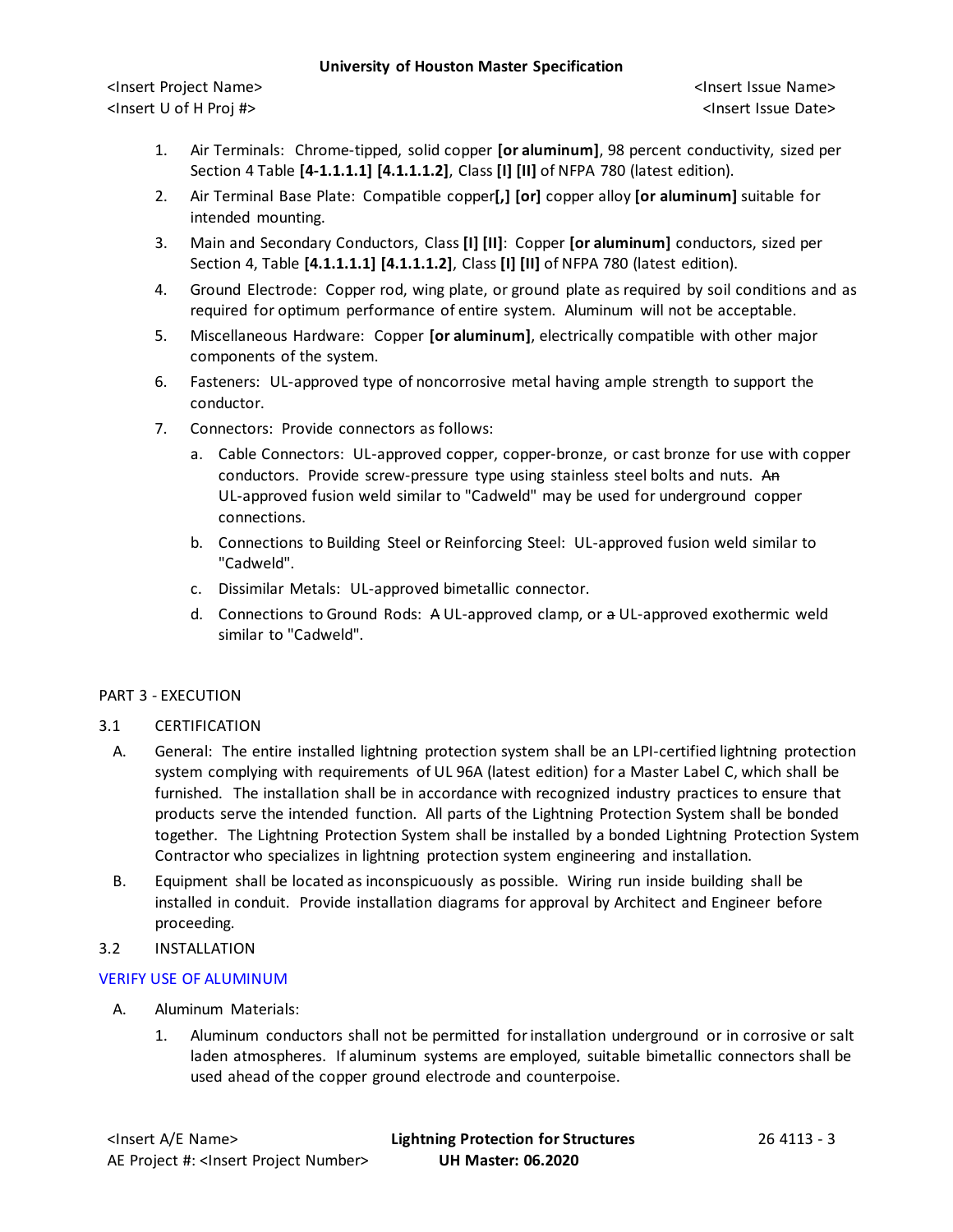1. Air Terminals: Chrome-tipped, solid copper **[or aluminum]**, 98 percent conductivity, sized per Section 4 Table **[4-1.1.1.1] [4.1.1.1.2]**, Class **[I] [II]** of NFPA 780 (latest edition).
2. Air Terminal Base Plate: Compatible copper**[,] [or]** copper alloy **[or aluminum]** suitable for intended mounting.
3. Main and Secondary Conductors, Class **[I] [II]**: Copper **[or aluminum]** conductors, sized per Section 4, Table **[4.1.1.1.1] [4.1.1.1.2]**, Class **[I] [II]** of NFPA 780 (latest edition).
4. Ground Electrode: Copper rod, wing plate, or ground plate as required by soil conditions and as required for optimum performance of entire system. Aluminum will not be acceptable.
5. Miscellaneous Hardware: Copper **[or aluminum]**, electrically compatible with other major components of the system.
6. Fasteners: UL-approved type of noncorrosive metal having ample strength to support the conductor.
7. Connectors: Provide connectors as follows:
   a. Cable Connectors: UL-approved copper, copper-bronze, or cast bronze for use with copper conductors. Provide screw-pressure type using stainless steel bolts and nuts. ~~An~~ UL-approved fusion weld similar to "Cadweld" may be used for underground copper connections.
   b. Connections to Building Steel or Reinforcing Steel: UL-approved fusion weld similar to "Cadweld".
   c. Dissimilar Metals: UL-approved bimetallic connector.
   d. Connections to Ground Rods: ~~A~~ UL-approved clamp, or ~~a~~ UL-approved exothermic weld similar to "Cadweld".

## PART 3 - EXECUTION

### 3.1 CERTIFICATION

A. General: The entire installed lightning protection system shall be an LPI-certified lightning protection system complying with requirements of UL 96A (latest edition) for a Master Label C, which shall be furnished. The installation shall be in accordance with recognized industry practices to ensure that products serve the intended function. All parts of the Lightning Protection System shall be bonded together. The Lightning Protection System shall be installed by a bonded Lightning Protection System Contractor who specializes in lightning protection system engineering and installation.

B. Equipment shall be located as inconspicuously as possible. Wiring run inside building shall be installed in conduit. Provide installation diagrams for approval by Architect and Engineer before proceeding.

### 3.2 INSTALLATION

VERIFY USE OF ALUMINUM

A. Aluminum Materials:

1. Aluminum conductors shall not be permitted for installation underground or in corrosive or salt laden atmospheres. If aluminum systems are employed, suitable bimetallic connectors shall be used ahead of the copper ground electrode and counterpoise.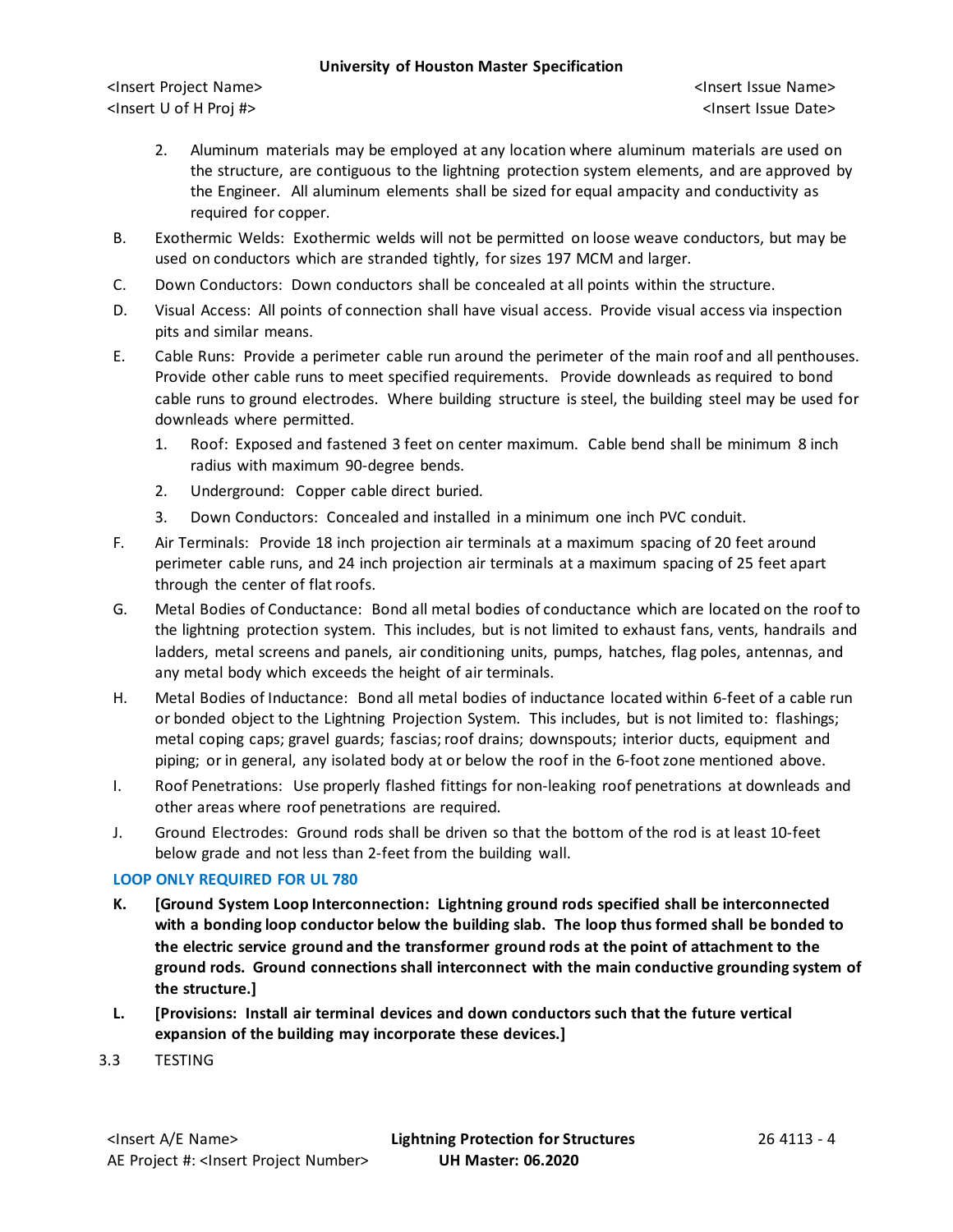2. Aluminum materials may be employed at any location where aluminum materials are used on the structure, are contiguous to the lightning protection system elements, and are approved by the Engineer. All aluminum elements shall be sized for equal ampacity and conductivity as required for copper.

B. Exothermic Welds: Exothermic welds will not be permitted on loose weave conductors, but may be used on conductors which are stranded tightly, for sizes 197 MCM and larger.

C. Down Conductors: Down conductors shall be concealed at all points within the structure.

D. Visual Access: All points of connection shall have visual access. Provide visual access via inspection pits and similar means.

E. Cable Runs: Provide a perimeter cable run around the perimeter of the main roof and all penthouses. Provide other cable runs to meet specified requirements. Provide downleads as required to bond cable runs to ground electrodes. Where building structure is steel, the building steel may be used for downleads where permitted.

1. Roof: Exposed and fastened 3 feet on center maximum. Cable bend shall be minimum 8 inch radius with maximum 90-degree bends.
2. Underground: Copper cable direct buried.
3. Down Conductors: Concealed and installed in a minimum one inch PVC conduit.

F. Air Terminals: Provide 18 inch projection air terminals at a maximum spacing of 20 feet around perimeter cable runs, and 24 inch projection air terminals at a maximum spacing of 25 feet apart through the center of flat roofs.

G. Metal Bodies of Conductance: Bond all metal bodies of conductance which are located on the roof to the lightning protection system. This includes, but is not limited to exhaust fans, vents, handrails and ladders, metal screens and panels, air conditioning units, pumps, hatches, flag poles, antennas, and any metal body which exceeds the height of air terminals.

H. Metal Bodies of Inductance: Bond all metal bodies of inductance located within 6-feet of a cable run or bonded object to the Lightning Projection System. This includes, but is not limited to: flashings; metal coping caps; gravel guards; fascias; roof drains; downspouts; interior ducts, equipment and piping; or in general, any isolated body at or below the roof in the 6-foot zone mentioned above.

I. Roof Penetrations: Use properly flashed fittings for non-leaking roof penetrations at downleads and other areas where roof penetrations are required.

J. Ground Electrodes: Ground rods shall be driven so that the bottom of the rod is at least 10-feet below grade and not less than 2-feet from the building wall.

**LOOP ONLY REQUIRED FOR UL 780**

**K. [Ground System Loop Interconnection: Lightning ground rods specified shall be interconnected with a bonding loop conductor below the building slab. The loop thus formed shall be bonded to the electric service ground and the transformer ground rods at the point of attachment to the ground rods. Ground connections shall interconnect with the main conductive grounding system of the structure.]**

**L. [Provisions: Install air terminal devices and down conductors such that the future vertical expansion of the building may incorporate these devices.]**

3.3 TESTING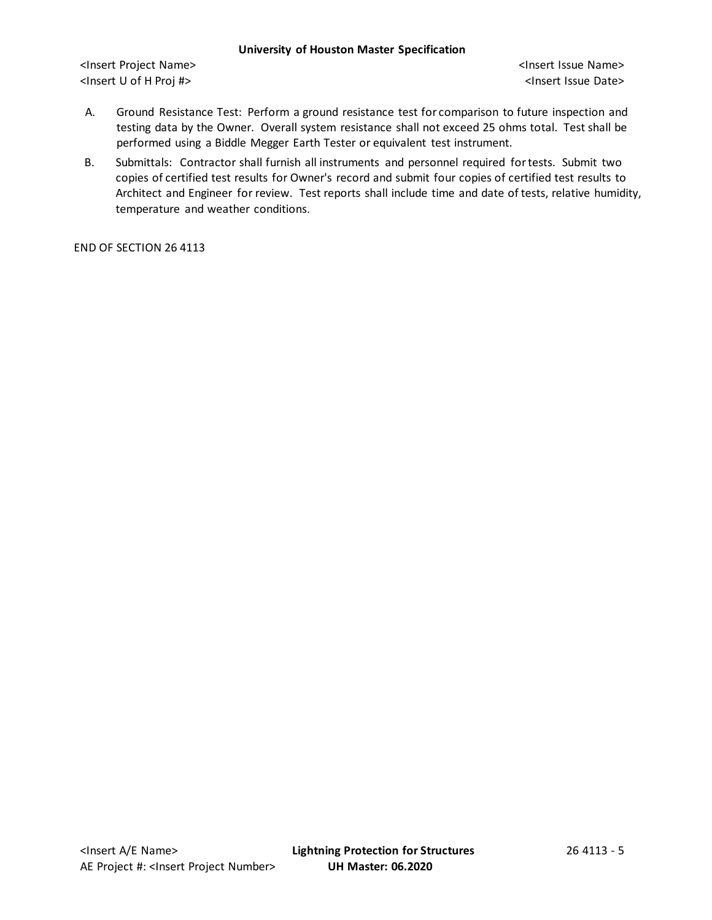A. Ground Resistance Test: Perform a ground resistance test for comparison to future inspection and testing data by the Owner. Overall system resistance shall not exceed 25 ohms total. Test shall be performed using a Biddle Megger Earth Tester or equivalent test instrument.

B. Submittals: Contractor shall furnish all instruments and personnel required for tests. Submit two copies of certified test results for Owner's record and submit four copies of certified test results to Architect and Engineer for review. Test reports shall include time and date of tests, relative humidity, temperature and weather conditions.

END OF SECTION 26 4113